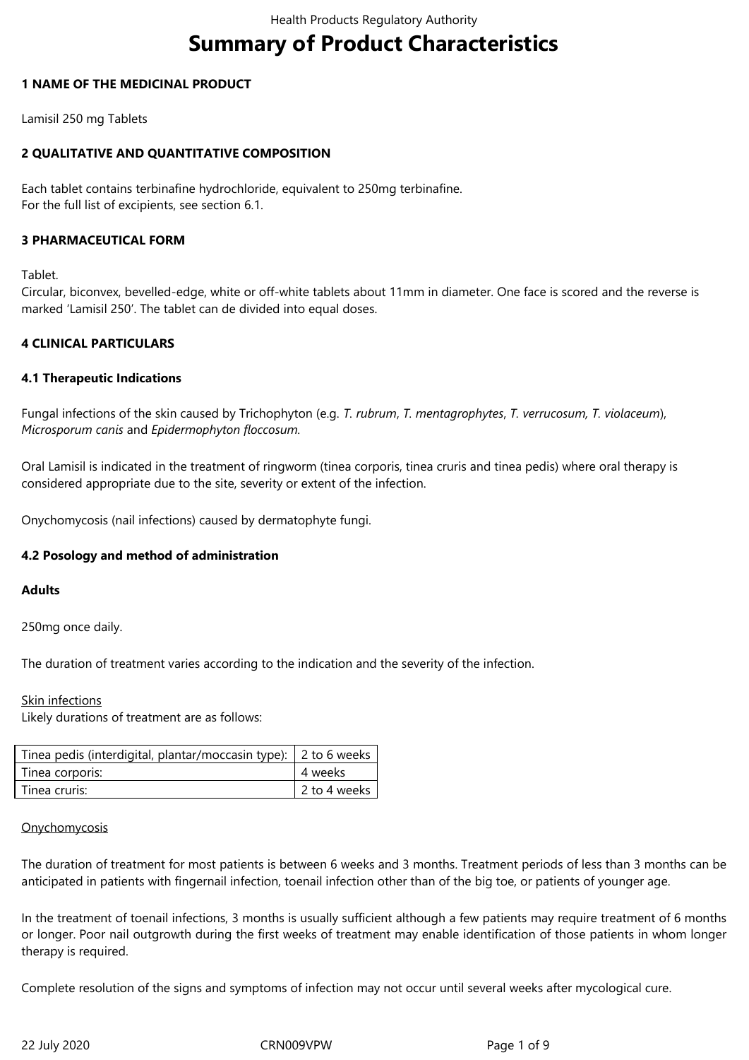# Summary of Product Characteristics

## 1 NAME OF THE MEDICINAL PRODUCT

Lamisil 250 mg Tablets

## 2 QUALITATIVE AND QUANTITATIVE COMPOSITION

Each tablet contains terbinafine hydrochloride, equivalent to 250mg terbinafine.
For the full list of excipients, see section 6.1.

## 3 PHARMACEUTICAL FORM

Tablet.
Circular, biconvex, bevelled-edge, white or off-white tablets about 11mm in diameter. One face is scored and the reverse is marked 'Lamisil 250'. The tablet can de divided into equal doses.

## 4 CLINICAL PARTICULARS

### 4.1 Therapeutic Indications

Fungal infections of the skin caused by Trichophyton (e.g. *T. rubrum*, *T. mentagrophytes*, *T. verrucosum, T. violaceum*), *Microsporum canis* and *Epidermophyton floccosum.*

Oral Lamisil is indicated in the treatment of ringworm (tinea corporis, tinea cruris and tinea pedis) where oral therapy is considered appropriate due to the site, severity or extent of the infection.

Onychomycosis (nail infections) caused by dermatophyte fungi.

### 4.2 Posology and method of administration

**Adults**

250mg once daily.

The duration of treatment varies according to the indication and the severity of the infection.

Skin infections
Likely durations of treatment are as follows:

| | |
|---|---|
| Tinea pedis (interdigital, plantar/moccasin type): | 2 to 6 weeks |
| Tinea corporis: | 4 weeks |
| Tinea cruris: | 2 to 4 weeks |

Onychomycosis

The duration of treatment for most patients is between 6 weeks and 3 months. Treatment periods of less than 3 months can be anticipated in patients with fingernail infection, toenail infection other than of the big toe, or patients of younger age.

In the treatment of toenail infections, 3 months is usually sufficient although a few patients may require treatment of 6 months or longer. Poor nail outgrowth during the first weeks of treatment may enable identification of those patients in whom longer therapy is required.

Complete resolution of the signs and symptoms of infection may not occur until several weeks after mycological cure.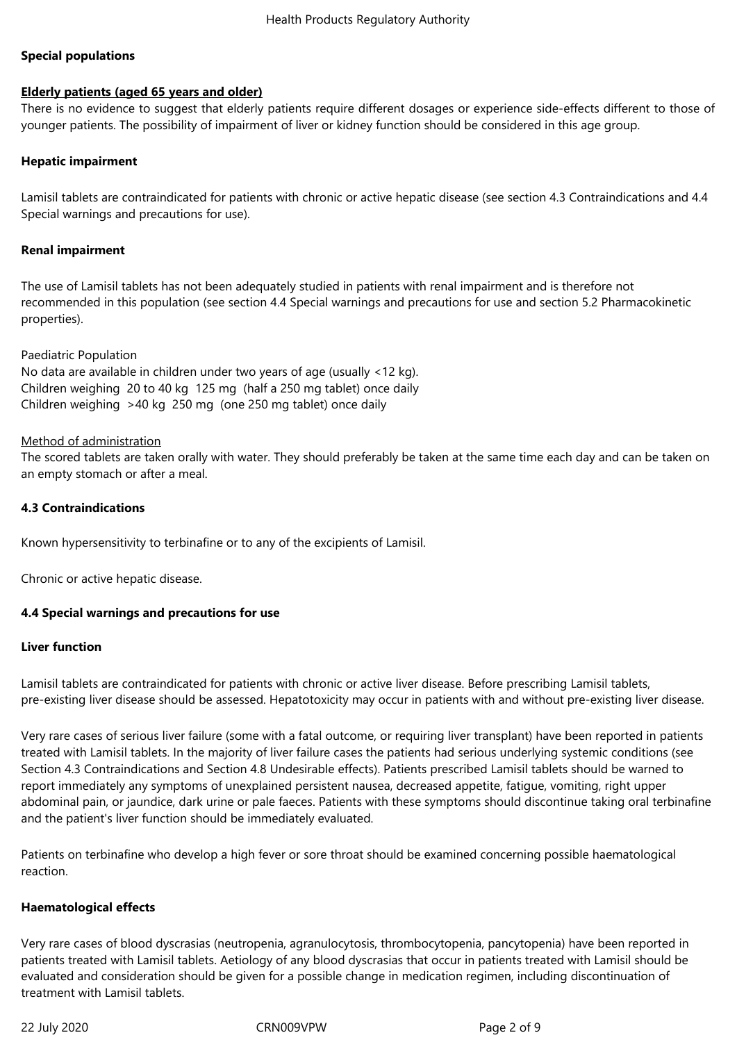**Special populations**

**Elderly patients (aged 65 years and older)**

There is no evidence to suggest that elderly patients require different dosages or experience side-effects different to those of younger patients. The possibility of impairment of liver or kidney function should be considered in this age group.

**Hepatic impairment**

Lamisil tablets are contraindicated for patients with chronic or active hepatic disease (see section 4.3 Contraindications and 4.4 Special warnings and precautions for use).

**Renal impairment**

The use of Lamisil tablets has not been adequately studied in patients with renal impairment and is therefore not recommended in this population (see section 4.4 Special warnings and precautions for use and section 5.2 Pharmacokinetic properties).

Paediatric Population

No data are available in children under two years of age (usually <12 kg).

Children weighing 20 to 40 kg 125 mg (half a 250 mg tablet) once daily

Children weighing >40 kg 250 mg (one 250 mg tablet) once daily

Method of administration

The scored tablets are taken orally with water. They should preferably be taken at the same time each day and can be taken on an empty stomach or after a meal.

**4.3 Contraindications**

Known hypersensitivity to terbinafine or to any of the excipients of Lamisil.

Chronic or active hepatic disease.

**4.4 Special warnings and precautions for use**

**Liver function**

Lamisil tablets are contraindicated for patients with chronic or active liver disease. Before prescribing Lamisil tablets, pre-existing liver disease should be assessed. Hepatotoxicity may occur in patients with and without pre-existing liver disease.

Very rare cases of serious liver failure (some with a fatal outcome, or requiring liver transplant) have been reported in patients treated with Lamisil tablets. In the majority of liver failure cases the patients had serious underlying systemic conditions (see Section 4.3 Contraindications and Section 4.8 Undesirable effects). Patients prescribed Lamisil tablets should be warned to report immediately any symptoms of unexplained persistent nausea, decreased appetite, fatigue, vomiting, right upper abdominal pain, or jaundice, dark urine or pale faeces. Patients with these symptoms should discontinue taking oral terbinafine and the patient's liver function should be immediately evaluated.

Patients on terbinafine who develop a high fever or sore throat should be examined concerning possible haematological reaction.

**Haematological effects**

Very rare cases of blood dyscrasias (neutropenia, agranulocytosis, thrombocytopenia, pancytopenia) have been reported in patients treated with Lamisil tablets. Aetiology of any blood dyscrasias that occur in patients treated with Lamisil should be evaluated and consideration should be given for a possible change in medication regimen, including discontinuation of treatment with Lamisil tablets.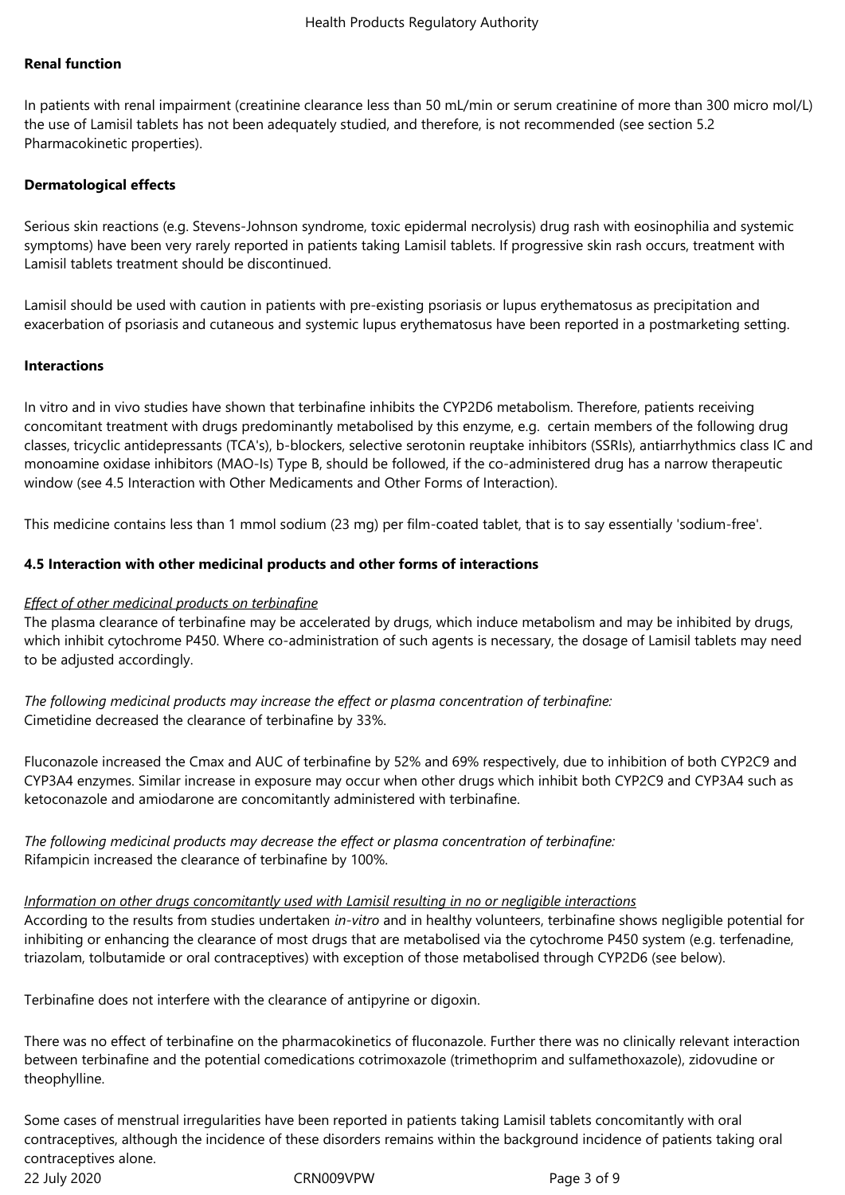**Renal function**

In patients with renal impairment (creatinine clearance less than 50 mL/min or serum creatinine of more than 300 micro mol/L) the use of Lamisil tablets has not been adequately studied, and therefore, is not recommended (see section 5.2 Pharmacokinetic properties).

**Dermatological effects**

Serious skin reactions (e.g. Stevens-Johnson syndrome, toxic epidermal necrolysis) drug rash with eosinophilia and systemic symptoms) have been very rarely reported in patients taking Lamisil tablets. If progressive skin rash occurs, treatment with Lamisil tablets treatment should be discontinued.

Lamisil should be used with caution in patients with pre-existing psoriasis or lupus erythematosus as precipitation and exacerbation of psoriasis and cutaneous and systemic lupus erythematosus have been reported in a postmarketing setting.

**Interactions**

In vitro and in vivo studies have shown that terbinafine inhibits the CYP2D6 metabolism. Therefore, patients receiving concomitant treatment with drugs predominantly metabolised by this enzyme, e.g. certain members of the following drug classes, tricyclic antidepressants (TCA's), b-blockers, selective serotonin reuptake inhibitors (SSRIs), antiarrhythmics class IC and monoamine oxidase inhibitors (MAO-Is) Type B, should be followed, if the co-administered drug has a narrow therapeutic window (see 4.5 Interaction with Other Medicaments and Other Forms of Interaction).

This medicine contains less than 1 mmol sodium (23 mg) per film-coated tablet, that is to say essentially 'sodium-free'.

**4.5 Interaction with other medicinal products and other forms of interactions**

*Effect of other medicinal products on terbinafine*
The plasma clearance of terbinafine may be accelerated by drugs, which induce metabolism and may be inhibited by drugs, which inhibit cytochrome P450. Where co-administration of such agents is necessary, the dosage of Lamisil tablets may need to be adjusted accordingly.

*The following medicinal products may increase the effect or plasma concentration of terbinafine:*
Cimetidine decreased the clearance of terbinafine by 33%.

Fluconazole increased the Cmax and AUC of terbinafine by 52% and 69% respectively, due to inhibition of both CYP2C9 and CYP3A4 enzymes. Similar increase in exposure may occur when other drugs which inhibit both CYP2C9 and CYP3A4 such as ketoconazole and amiodarone are concomitantly administered with terbinafine.

*The following medicinal products may decrease the effect or plasma concentration of terbinafine:*
Rifampicin increased the clearance of terbinafine by 100%.

*Information on other drugs concomitantly used with Lamisil resulting in no or negligible interactions*
According to the results from studies undertaken *in-vitro* and in healthy volunteers, terbinafine shows negligible potential for inhibiting or enhancing the clearance of most drugs that are metabolised via the cytochrome P450 system (e.g. terfenadine, triazolam, tolbutamide or oral contraceptives) with exception of those metabolised through CYP2D6 (see below).

Terbinafine does not interfere with the clearance of antipyrine or digoxin.

There was no effect of terbinafine on the pharmacokinetics of fluconazole. Further there was no clinically relevant interaction between terbinafine and the potential comedications cotrimoxazole (trimethoprim and sulfamethoxazole), zidovudine or theophylline.

Some cases of menstrual irregularities have been reported in patients taking Lamisil tablets concomitantly with oral contraceptives, although the incidence of these disorders remains within the background incidence of patients taking oral contraceptives alone.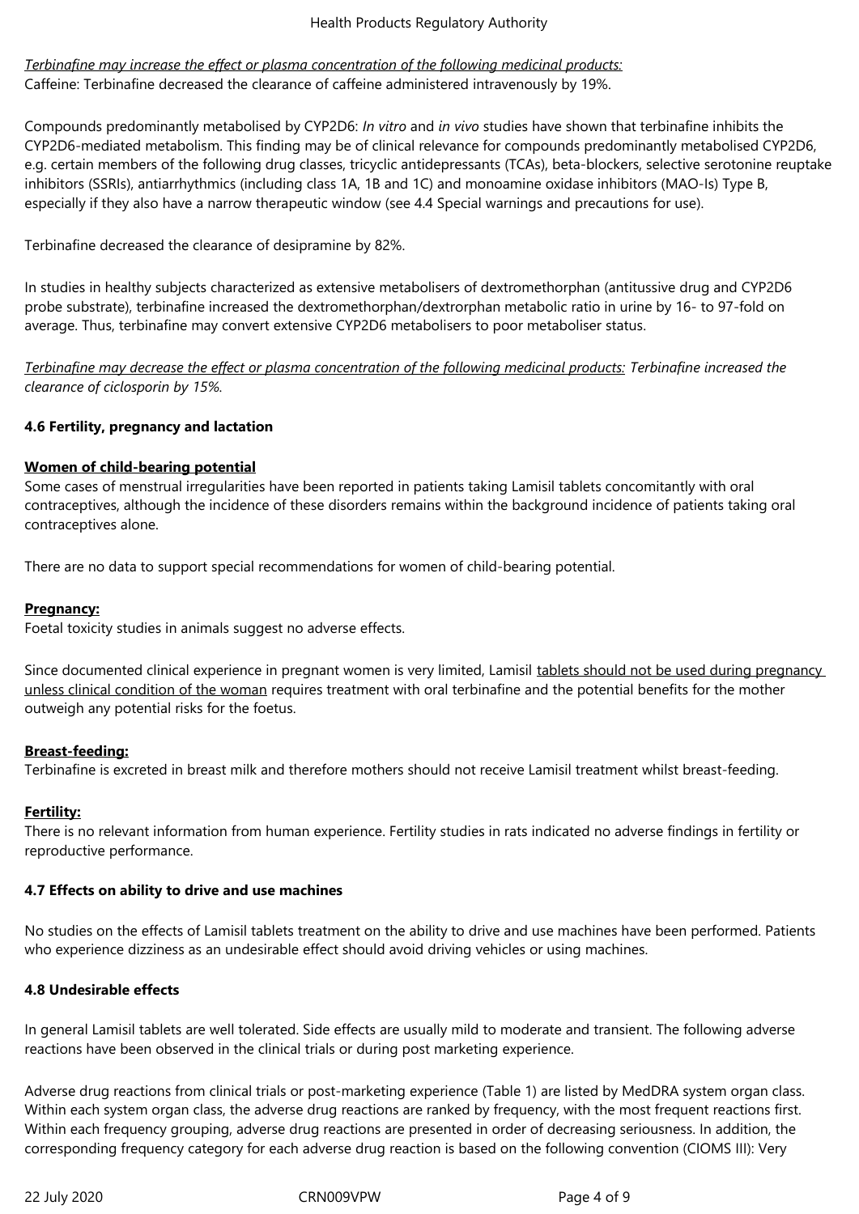*Terbinafine may increase the effect or plasma concentration of the following medicinal products:*
Caffeine: Terbinafine decreased the clearance of caffeine administered intravenously by 19%.

Compounds predominantly metabolised by CYP2D6: *In vitro* and *in vivo* studies have shown that terbinafine inhibits the CYP2D6-mediated metabolism. This finding may be of clinical relevance for compounds predominantly metabolised CYP2D6, e.g. certain members of the following drug classes, tricyclic antidepressants (TCAs), beta-blockers, selective serotonine reuptake inhibitors (SSRIs), antiarrhythmics (including class 1A, 1B and 1C) and monoamine oxidase inhibitors (MAO-Is) Type B, especially if they also have a narrow therapeutic window (see 4.4 Special warnings and precautions for use).

Terbinafine decreased the clearance of desipramine by 82%.

In studies in healthy subjects characterized as extensive metabolisers of dextromethorphan (antitussive drug and CYP2D6 probe substrate), terbinafine increased the dextromethorphan/dextrorphan metabolic ratio in urine by 16- to 97-fold on average. Thus, terbinafine may convert extensive CYP2D6 metabolisers to poor metaboliser status.

*Terbinafine may decrease the effect or plasma concentration of the following medicinal products: Terbinafine increased the clearance of ciclosporin by 15%.*

### 4.6 Fertility, pregnancy and lactation

**Women of child-bearing potential**
Some cases of menstrual irregularities have been reported in patients taking Lamisil tablets concomitantly with oral contraceptives, although the incidence of these disorders remains within the background incidence of patients taking oral contraceptives alone.

There are no data to support special recommendations for women of child-bearing potential.

**Pregnancy:**
Foetal toxicity studies in animals suggest no adverse effects.

Since documented clinical experience in pregnant women is very limited, Lamisil tablets should not be used during pregnancy unless clinical condition of the woman requires treatment with oral terbinafine and the potential benefits for the mother outweigh any potential risks for the foetus.

**Breast-feeding:**
Terbinafine is excreted in breast milk and therefore mothers should not receive Lamisil treatment whilst breast-feeding.

**Fertility:**
There is no relevant information from human experience. Fertility studies in rats indicated no adverse findings in fertility or reproductive performance.

### 4.7 Effects on ability to drive and use machines

No studies on the effects of Lamisil tablets treatment on the ability to drive and use machines have been performed. Patients who experience dizziness as an undesirable effect should avoid driving vehicles or using machines.

### 4.8 Undesirable effects

In general Lamisil tablets are well tolerated. Side effects are usually mild to moderate and transient. The following adverse reactions have been observed in the clinical trials or during post marketing experience.

Adverse drug reactions from clinical trials or post-marketing experience (Table 1) are listed by MedDRA system organ class. Within each system organ class, the adverse drug reactions are ranked by frequency, with the most frequent reactions first. Within each frequency grouping, adverse drug reactions are presented in order of decreasing seriousness. In addition, the corresponding frequency category for each adverse drug reaction is based on the following convention (CIOMS III): Very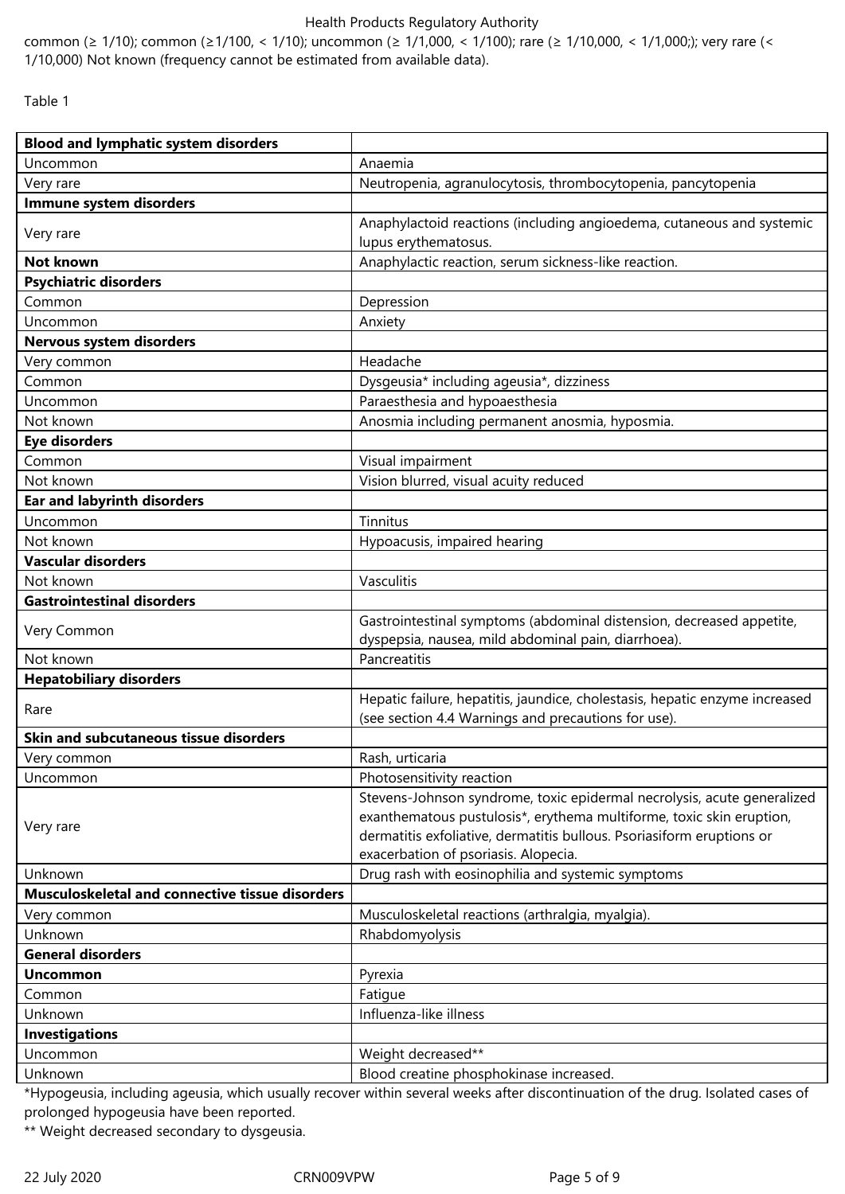common (≥ 1/10); common (≥1/100, < 1/10); uncommon (≥ 1/1,000, < 1/100); rare (≥ 1/10,000, < 1/1,000;); very rare (< 1/10,000) Not known (frequency cannot be estimated from available data).

Table 1

| **Blood and lymphatic system disorders** | |
|---|---|
| Uncommon | Anaemia |
| Very rare | Neutropenia, agranulocytosis, thrombocytopenia, pancytopenia |
| **Immune system disorders** | |
| Very rare | Anaphylactoid reactions (including angioedema, cutaneous and systemic lupus erythematosus. |
| **Not known** | Anaphylactic reaction, serum sickness-like reaction. |
| **Psychiatric disorders** | |
| Common | Depression |
| Uncommon | Anxiety |
| **Nervous system disorders** | |
| Very common | Headache |
| Common | Dysgeusia* including ageusia*, dizziness |
| Uncommon | Paraesthesia and hypoaesthesia |
| Not known | Anosmia including permanent anosmia, hyposmia. |
| **Eye disorders** | |
| Common | Visual impairment |
| Not known | Vision blurred, visual acuity reduced |
| **Ear and labyrinth disorders** | |
| Uncommon | Tinnitus |
| Not known | Hypoacusis, impaired hearing |
| **Vascular disorders** | |
| Not known | Vasculitis |
| **Gastrointestinal disorders** | |
| Very Common | Gastrointestinal symptoms (abdominal distension, decreased appetite, dyspepsia, nausea, mild abdominal pain, diarrhoea). |
| Not known | Pancreatitis |
| **Hepatobiliary disorders** | |
| Rare | Hepatic failure, hepatitis, jaundice, cholestasis, hepatic enzyme increased (see section 4.4 Warnings and precautions for use). |
| **Skin and subcutaneous tissue disorders** | |
| Very common | Rash, urticaria |
| Uncommon | Photosensitivity reaction |
| Very rare | Stevens-Johnson syndrome, toxic epidermal necrolysis, acute generalized exanthematous pustulosis*, erythema multiforme, toxic skin eruption, dermatitis exfoliative, dermatitis bullous. Psoriasiform eruptions or exacerbation of psoriasis. Alopecia. |
| Unknown | Drug rash with eosinophilia and systemic symptoms |
| **Musculoskeletal and connective tissue disorders** | |
| Very common | Musculoskeletal reactions (arthralgia, myalgia). |
| Unknown | Rhabdomyolysis |
| **General disorders** | |
| **Uncommon** | Pyrexia |
| Common | Fatigue |
| Unknown | Influenza-like illness |
| **Investigations** | |
| Uncommon | Weight decreased** |
| Unknown | Blood creatine phosphokinase increased. |

*Hypogeusia, including ageusia, which usually recover within several weeks after discontinuation of the drug. Isolated cases of prolonged hypogeusia have been reported.

** Weight decreased secondary to dysgeusia.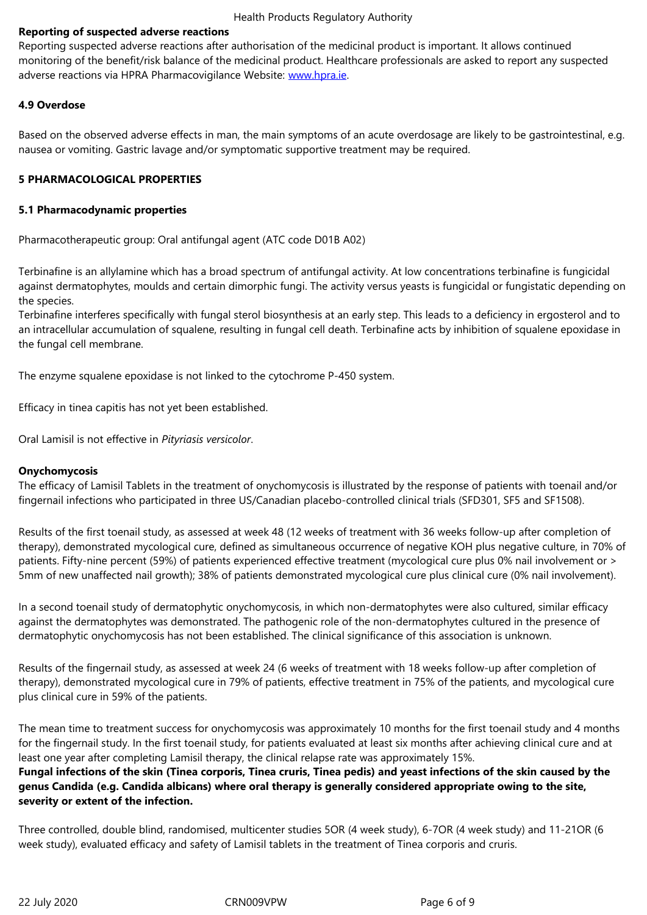**Reporting of suspected adverse reactions**

Reporting suspected adverse reactions after authorisation of the medicinal product is important. It allows continued monitoring of the benefit/risk balance of the medicinal product. Healthcare professionals are asked to report any suspected adverse reactions via HPRA Pharmacovigilance Website: www.hpra.ie.

**4.9 Overdose**

Based on the observed adverse effects in man, the main symptoms of an acute overdosage are likely to be gastrointestinal, e.g. nausea or vomiting. Gastric lavage and/or symptomatic supportive treatment may be required.

**5 PHARMACOLOGICAL PROPERTIES**

**5.1 Pharmacodynamic properties**

Pharmacotherapeutic group: Oral antifungal agent (ATC code D01B A02)

Terbinafine is an allylamine which has a broad spectrum of antifungal activity. At low concentrations terbinafine is fungicidal against dermatophytes, moulds and certain dimorphic fungi. The activity versus yeasts is fungicidal or fungistatic depending on the species.
Terbinafine interferes specifically with fungal sterol biosynthesis at an early step. This leads to a deficiency in ergosterol and to an intracellular accumulation of squalene, resulting in fungal cell death. Terbinafine acts by inhibition of squalene epoxidase in the fungal cell membrane.

The enzyme squalene epoxidase is not linked to the cytochrome P-450 system.

Efficacy in tinea capitis has not yet been established.

Oral Lamisil is not effective in *Pityriasis versicolor*.

**Onychomycosis**

The efficacy of Lamisil Tablets in the treatment of onychomycosis is illustrated by the response of patients with toenail and/or fingernail infections who participated in three US/Canadian placebo-controlled clinical trials (SFD301, SF5 and SF1508).

Results of the first toenail study, as assessed at week 48 (12 weeks of treatment with 36 weeks follow-up after completion of therapy), demonstrated mycological cure, defined as simultaneous occurrence of negative KOH plus negative culture, in 70% of patients. Fifty-nine percent (59%) of patients experienced effective treatment (mycological cure plus 0% nail involvement or > 5mm of new unaffected nail growth); 38% of patients demonstrated mycological cure plus clinical cure (0% nail involvement).

In a second toenail study of dermatophytic onychomycosis, in which non-dermatophytes were also cultured, similar efficacy against the dermatophytes was demonstrated. The pathogenic role of the non-dermatophytes cultured in the presence of dermatophytic onychomycosis has not been established. The clinical significance of this association is unknown.

Results of the fingernail study, as assessed at week 24 (6 weeks of treatment with 18 weeks follow-up after completion of therapy), demonstrated mycological cure in 79% of patients, effective treatment in 75% of the patients, and mycological cure plus clinical cure in 59% of the patients.

The mean time to treatment success for onychomycosis was approximately 10 months for the first toenail study and 4 months for the fingernail study. In the first toenail study, for patients evaluated at least six months after achieving clinical cure and at least one year after completing Lamisil therapy, the clinical relapse rate was approximately 15%.

**Fungal infections of the skin (Tinea corporis, Tinea cruris, Tinea pedis) and yeast infections of the skin caused by the genus Candida (e.g. Candida albicans) where oral therapy is generally considered appropriate owing to the site, severity or extent of the infection.**

Three controlled, double blind, randomised, multicenter studies 5OR (4 week study), 6-7OR (4 week study) and 11-21OR (6 week study), evaluated efficacy and safety of Lamisil tablets in the treatment of Tinea corporis and cruris.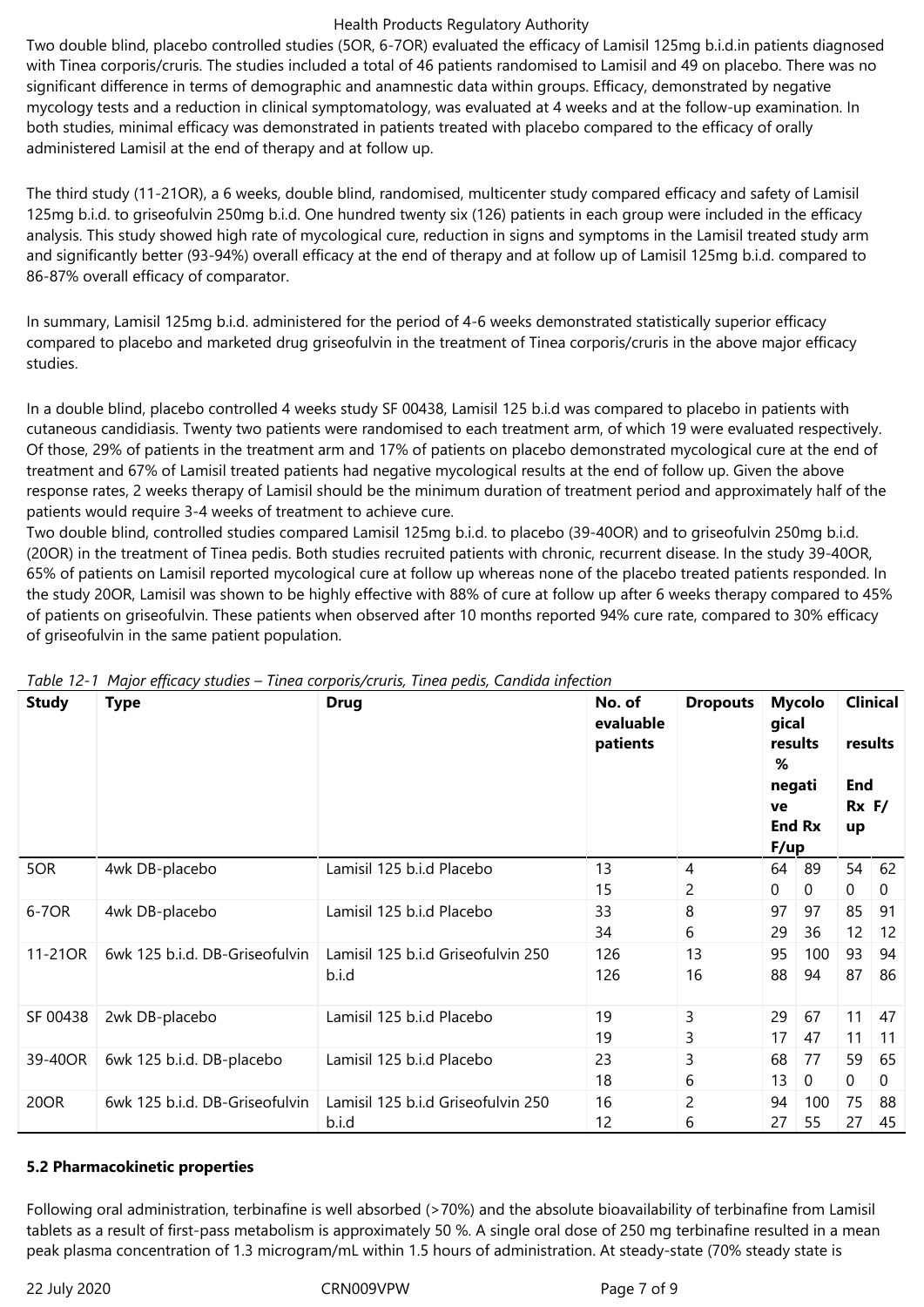Two double blind, placebo controlled studies (5OR, 6-7OR) evaluated the efficacy of Lamisil 125mg b.i.d.in patients diagnosed with Tinea corporis/cruris. The studies included a total of 46 patients randomised to Lamisil and 49 on placebo. There was no significant difference in terms of demographic and anamnestic data within groups. Efficacy, demonstrated by negative mycology tests and a reduction in clinical symptomatology, was evaluated at 4 weeks and at the follow-up examination. In both studies, minimal efficacy was demonstrated in patients treated with placebo compared to the efficacy of orally administered Lamisil at the end of therapy and at follow up.

The third study (11-21OR), a 6 weeks, double blind, randomised, multicenter study compared efficacy and safety of Lamisil 125mg b.i.d. to griseofulvin 250mg b.i.d. One hundred twenty six (126) patients in each group were included in the efficacy analysis. This study showed high rate of mycological cure, reduction in signs and symptoms in the Lamisil treated study arm and significantly better (93-94%) overall efficacy at the end of therapy and at follow up of Lamisil 125mg b.i.d. compared to 86-87% overall efficacy of comparator.

In summary, Lamisil 125mg b.i.d. administered for the period of 4-6 weeks demonstrated statistically superior efficacy compared to placebo and marketed drug griseofulvin in the treatment of Tinea corporis/cruris in the above major efficacy studies.

In a double blind, placebo controlled 4 weeks study SF 00438, Lamisil 125 b.i.d was compared to placebo in patients with cutaneous candidiasis. Twenty two patients were randomised to each treatment arm, of which 19 were evaluated respectively. Of those, 29% of patients in the treatment arm and 17% of patients on placebo demonstrated mycological cure at the end of treatment and 67% of Lamisil treated patients had negative mycological results at the end of follow up. Given the above response rates, 2 weeks therapy of Lamisil should be the minimum duration of treatment period and approximately half of the patients would require 3-4 weeks of treatment to achieve cure.

Two double blind, controlled studies compared Lamisil 125mg b.i.d. to placebo (39-40OR) and to griseofulvin 250mg b.i.d. (20OR) in the treatment of Tinea pedis. Both studies recruited patients with chronic, recurrent disease. In the study 39-40OR, 65% of patients on Lamisil reported mycological cure at follow up whereas none of the placebo treated patients responded. In the study 20OR, Lamisil was shown to be highly effective with 88% of cure at follow up after 6 weeks therapy compared to 45% of patients on griseofulvin. These patients when observed after 10 months reported 94% cure rate, compared to 30% efficacy of griseofulvin in the same patient population.

*Table 12-1 Major efficacy studies – Tinea corporis/cruris, Tinea pedis, Candida infection*

| Study | Type | Drug | No. of evaluable patients | Dropouts | Mycological results % negative End Rx | Mycological results % negative F/up | Clinical results End Rx | Clinical results F/up |
|---|---|---|---|---|---|---|---|---|
| 5OR | 4wk DB-placebo | Lamisil 125 b.i.d<br>Placebo | 13<br>15 | 4<br>2 | 64<br>0 | 89<br>0 | 54<br>0 | 62<br>0 |
| 6-7OR | 4wk DB-placebo | Lamisil 125 b.i.d<br>Placebo | 33<br>34 | 8<br>6 | 97<br>29 | 97<br>36 | 85<br>12 | 91<br>12 |
| 11-21OR | 6wk 125 b.i.d. DB-Griseofulvin | Lamisil 125 b.i.d<br>Griseofulvin 250 b.i.d | 126<br>126 | 13<br>16 | 95<br>88 | 100<br>94 | 93<br>87 | 94<br>86 |
| SF 00438 | 2wk DB-placebo | Lamisil 125 b.i.d<br>Placebo | 19<br>19 | 3<br>3 | 29<br>17 | 67<br>47 | 11<br>11 | 47<br>11 |
| 39-40OR | 6wk 125 b.i.d. DB-placebo | Lamisil 125 b.i.d<br>Placebo | 23<br>18 | 3<br>6 | 68<br>13 | 77<br>0 | 59<br>0 | 65<br>0 |
| 20OR | 6wk 125 b.i.d. DB-Griseofulvin | Lamisil 125 b.i.d<br>Griseofulvin 250 b.i.d | 16<br>12 | 2<br>6 | 94<br>27 | 100<br>55 | 75<br>27 | 88<br>45 |

**5.2 Pharmacokinetic properties**

Following oral administration, terbinafine is well absorbed (>70%) and the absolute bioavailability of terbinafine from Lamisil tablets as a result of first-pass metabolism is approximately 50 %. A single oral dose of 250 mg terbinafine resulted in a mean peak plasma concentration of 1.3 microgram/mL within 1.5 hours of administration. At steady-state (70% steady state is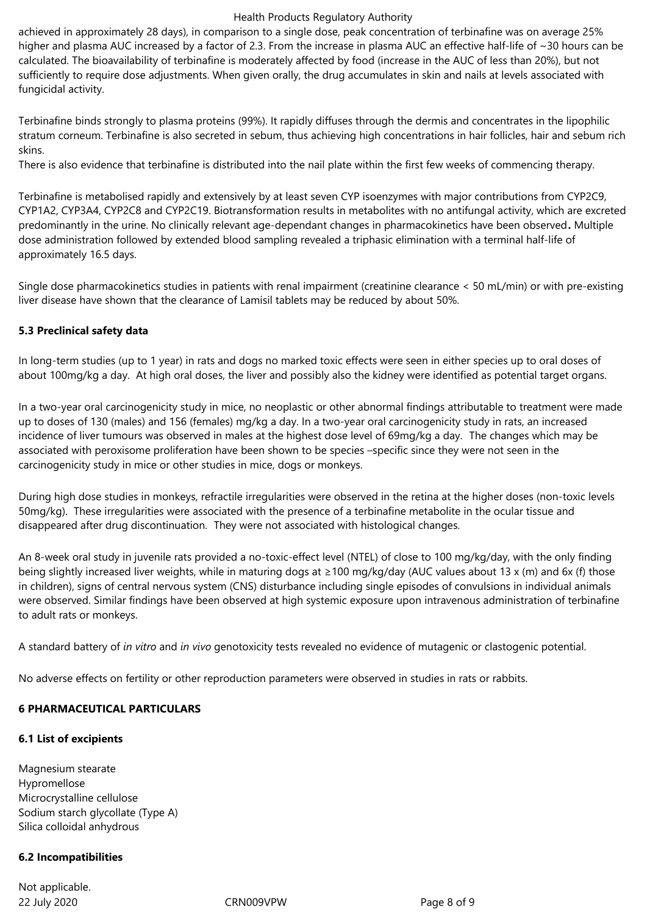achieved in approximately 28 days), in comparison to a single dose, peak concentration of terbinafine was on average 25% higher and plasma AUC increased by a factor of 2.3. From the increase in plasma AUC an effective half-life of ~30 hours can be calculated. The bioavailability of terbinafine is moderately affected by food (increase in the AUC of less than 20%), but not sufficiently to require dose adjustments. When given orally, the drug accumulates in skin and nails at levels associated with fungicidal activity.

Terbinafine binds strongly to plasma proteins (99%). It rapidly diffuses through the dermis and concentrates in the lipophilic stratum corneum. Terbinafine is also secreted in sebum, thus achieving high concentrations in hair follicles, hair and sebum rich skins.
There is also evidence that terbinafine is distributed into the nail plate within the first few weeks of commencing therapy.

Terbinafine is metabolised rapidly and extensively by at least seven CYP isoenzymes with major contributions from CYP2C9, CYP1A2, CYP3A4, CYP2C8 and CYP2C19. Biotransformation results in metabolites with no antifungal activity, which are excreted predominantly in the urine. No clinically relevant age-dependant changes in pharmacokinetics have been observed**.** Multiple dose administration followed by extended blood sampling revealed a triphasic elimination with a terminal half-life of approximately 16.5 days.

Single dose pharmacokinetics studies in patients with renal impairment (creatinine clearance < 50 mL/min) or with pre-existing liver disease have shown that the clearance of Lamisil tablets may be reduced by about 50%.

### 5.3 Preclinical safety data

In long-term studies (up to 1 year) in rats and dogs no marked toxic effects were seen in either species up to oral doses of about 100mg/kg a day. At high oral doses, the liver and possibly also the kidney were identified as potential target organs.

In a two-year oral carcinogenicity study in mice, no neoplastic or other abnormal findings attributable to treatment were made up to doses of 130 (males) and 156 (females) mg/kg a day. In a two-year oral carcinogenicity study in rats, an increased incidence of liver tumours was observed in males at the highest dose level of 69mg/kg a day. The changes which may be associated with peroxisome proliferation have been shown to be species –specific since they were not seen in the carcinogenicity study in mice or other studies in mice, dogs or monkeys.

During high dose studies in monkeys, refractile irregularities were observed in the retina at the higher doses (non-toxic levels 50mg/kg). These irregularities were associated with the presence of a terbinafine metabolite in the ocular tissue and disappeared after drug discontinuation. They were not associated with histological changes.

An 8-week oral study in juvenile rats provided a no-toxic-effect level (NTEL) of close to 100 mg/kg/day, with the only finding being slightly increased liver weights, while in maturing dogs at ≥100 mg/kg/day (AUC values about 13 x (m) and 6x (f) those in children), signs of central nervous system (CNS) disturbance including single episodes of convulsions in individual animals were observed. Similar findings have been observed at high systemic exposure upon intravenous administration of terbinafine to adult rats or monkeys.

A standard battery of *in vitro* and *in vivo* genotoxicity tests revealed no evidence of mutagenic or clastogenic potential.

No adverse effects on fertility or other reproduction parameters were observed in studies in rats or rabbits.

## 6 PHARMACEUTICAL PARTICULARS

### 6.1 List of excipients

Magnesium stearate
Hypromellose
Microcrystalline cellulose
Sodium starch glycollate (Type A)
Silica colloidal anhydrous

### 6.2 Incompatibilities

Not applicable.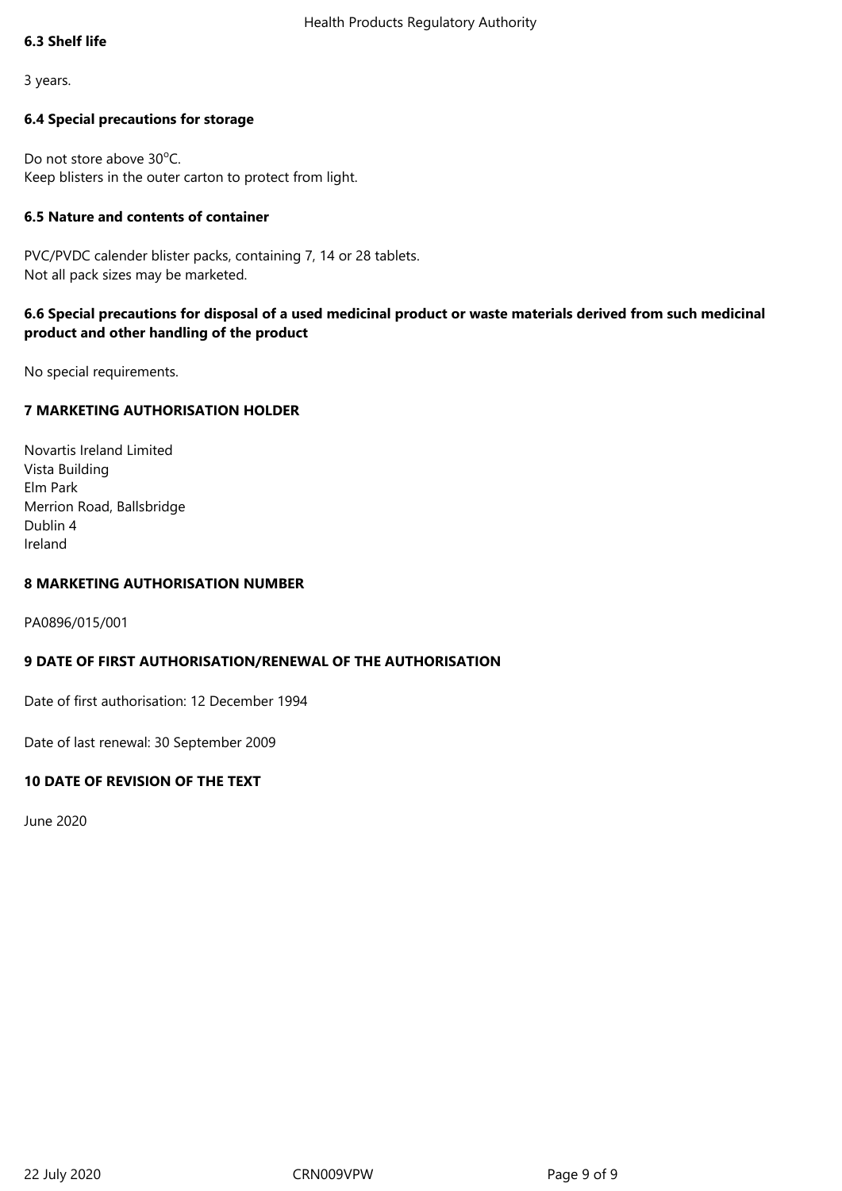### 6.3 Shelf life

3 years.

### 6.4 Special precautions for storage

Do not store above 30°C.
Keep blisters in the outer carton to protect from light.

### 6.5 Nature and contents of container

PVC/PVDC calender blister packs, containing 7, 14 or 28 tablets.
Not all pack sizes may be marketed.

### 6.6 Special precautions for disposal of a used medicinal product or waste materials derived from such medicinal product and other handling of the product

No special requirements.

## 7 MARKETING AUTHORISATION HOLDER

Novartis Ireland Limited
Vista Building
Elm Park
Merrion Road, Ballsbridge
Dublin 4
Ireland

## 8 MARKETING AUTHORISATION NUMBER

PA0896/015/001

## 9 DATE OF FIRST AUTHORISATION/RENEWAL OF THE AUTHORISATION

Date of first authorisation: 12 December 1994

Date of last renewal: 30 September 2009

## 10 DATE OF REVISION OF THE TEXT

June 2020